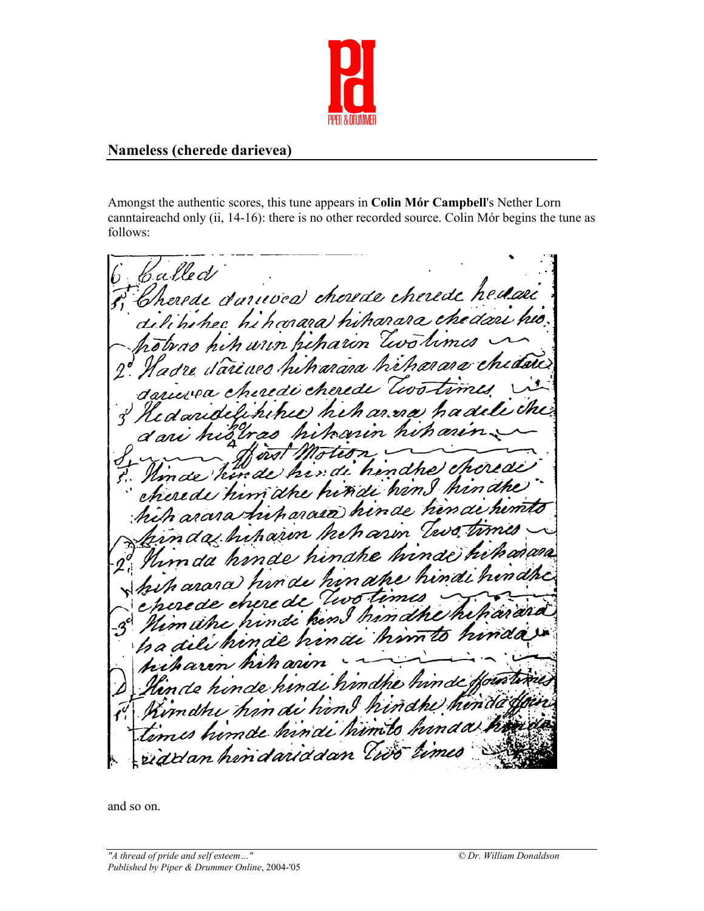## Nameless (cherede darievea)

Amongst the authentic scores, this tune appears in **Colin Mór Campbell**'s Nether Lorn canntaireachd only (ii, 14-16): there is no other recorded source. Colin Mór begins the tune as follows:

6 Called
1st Cherede darievea cherede cherede hedari
dilihihec hiharara hiharara chedari hio
hotrao hiharin hiharin Two times
2d Hadre darievo hiharara hiharara chedari
darievea cherede cherede Two times
3d Hedaridelihihee hiharara hadeli che
dari hiotrao hiharin hiharin
4 First Motion
1st Hinde hinde hindi hindhe cherede
cherede himdhe hindi himI hindhe
hiharara hiharara hinde hindi himto
hinda hiharin hiharin Two times
2d Himda hinde hindhe hinde hiharara
hiharara hinde hindhe hindi hindhe
cherede cherede Two times
3d Himdhe hindi himI hindhe hiharara
hadili hinde hindi himto hinda
hiharin hiharin
D Hinde hinde hindi hindhe hinde four times
1st Himdhe hindi himI hindhe hinda four
times hinde hindi himto hinda hinda
riddan hindariddan Two times

and so on.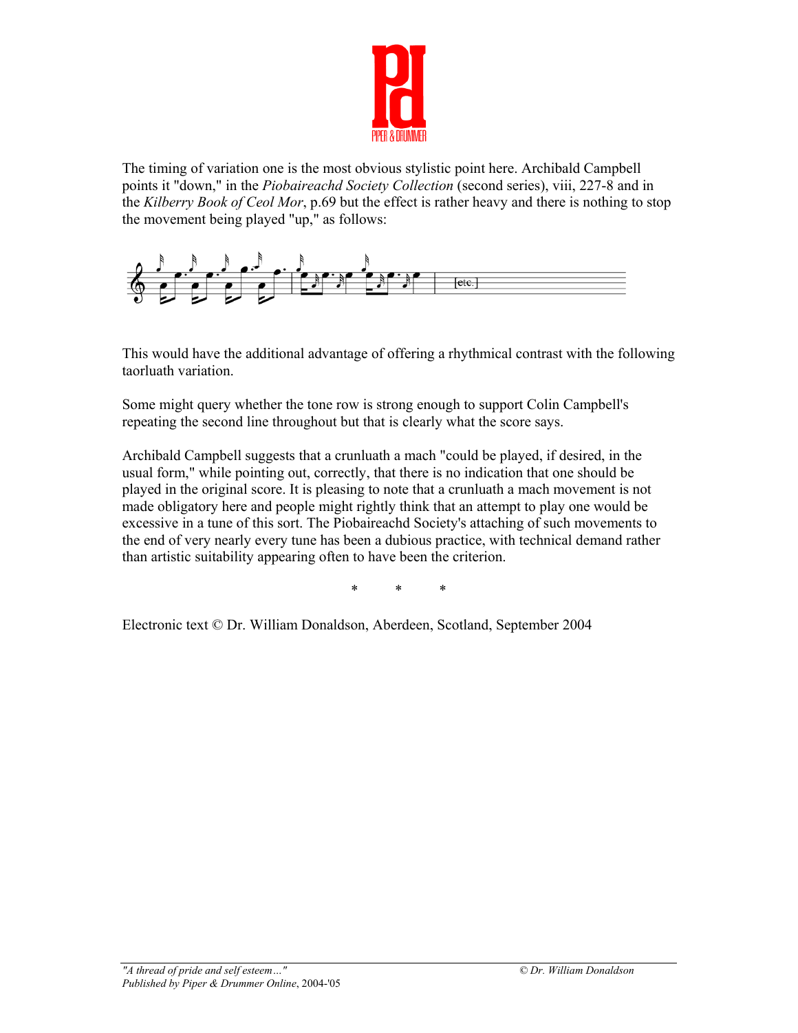The timing of variation one is the most obvious stylistic point here. Archibald Campbell points it "down," in the *Piobaireachd Society Collection* (second series), viii, 227-8 and in the *Kilberry Book of Ceol Mor*, p.69 but the effect is rather heavy and there is nothing to stop the movement being played "up," as follows:

[etc.]

This would have the additional advantage of offering a rhythmical contrast with the following taorluath variation.

Some might query whether the tone row is strong enough to support Colin Campbell's repeating the second line throughout but that is clearly what the score says.

Archibald Campbell suggests that a crunluath a mach "could be played, if desired, in the usual form," while pointing out, correctly, that there is no indication that one should be played in the original score. It is pleasing to note that a crunluath a mach movement is not made obligatory here and people might rightly think that an attempt to play one would be excessive in a tune of this sort. The Piobaireachd Society's attaching of such movements to the end of very nearly every tune has been a dubious practice, with technical demand rather than artistic suitability appearing often to have been the criterion.

\* \* \*

Electronic text © Dr. William Donaldson, Aberdeen, Scotland, September 2004